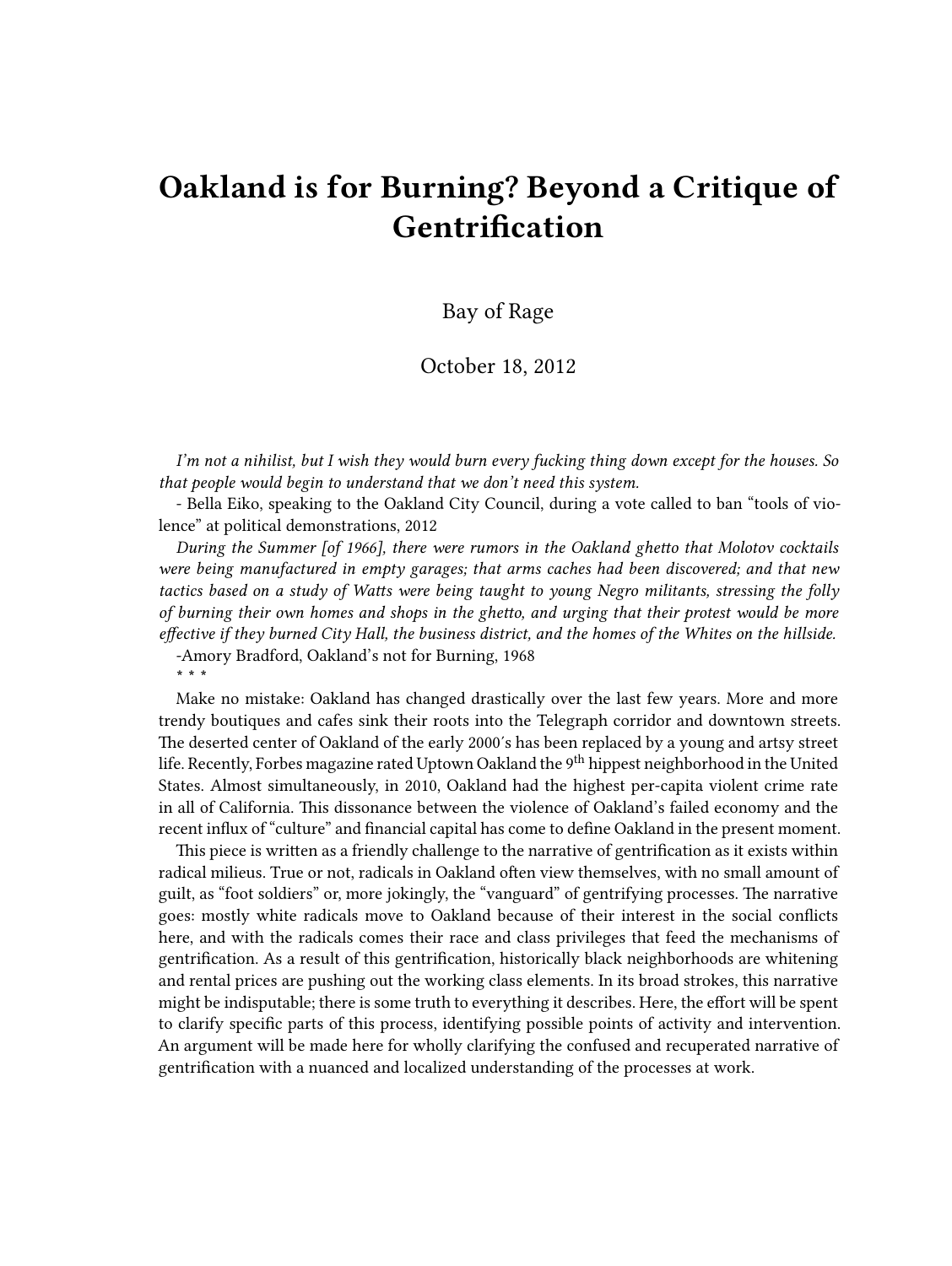# Oakland is for Burning? Beyond a Critique of Gentrification

Bay of Rage

October 18, 2012

*I'm not a nihilist, but I wish they would burn every fucking thing down except for the houses. So that people would begin to understand that we don't need this system.*

- Bella Eiko, speaking to the Oakland City Council, during a vote called to ban "tools of violence" at political demonstrations, 2012

*During the Summer [of 1966], there were rumors in the Oakland ghetto that Molotov cocktails were being manufactured in empty garages; that arms caches had been discovered; and that new tactics based on a study of Watts were being taught to young Negro militants, stressing the folly of burning their own homes and shops in the ghetto, and urging that their protest would be more effective if they burned City Hall, the business district, and the homes of the Whites on the hillside.*

-Amory Bradford, Oakland's not for Burning, 1968

\* \* \*

Make no mistake: Oakland has changed drastically over the last few years. More and more trendy boutiques and cafes sink their roots into the Telegraph corridor and downtown streets. The deserted center of Oakland of the early 2000′s has been replaced by a young and artsy street life. Recently, Forbes magazine rated Uptown Oakland the 9th hippest neighborhood in the United States. Almost simultaneously, in 2010, Oakland had the highest per-capita violent crime rate in all of California. This dissonance between the violence of Oakland's failed economy and the recent influx of "culture" and financial capital has come to define Oakland in the present moment.

This piece is written as a friendly challenge to the narrative of gentrification as it exists within radical milieus. True or not, radicals in Oakland often view themselves, with no small amount of guilt, as "foot soldiers" or, more jokingly, the "vanguard" of gentrifying processes. The narrative goes: mostly white radicals move to Oakland because of their interest in the social conflicts here, and with the radicals comes their race and class privileges that feed the mechanisms of gentrification. As a result of this gentrification, historically black neighborhoods are whitening and rental prices are pushing out the working class elements. In its broad strokes, this narrative might be indisputable; there is some truth to everything it describes. Here, the effort will be spent to clarify specific parts of this process, identifying possible points of activity and intervention. An argument will be made here for wholly clarifying the confused and recuperated narrative of gentrification with a nuanced and localized understanding of the processes at work.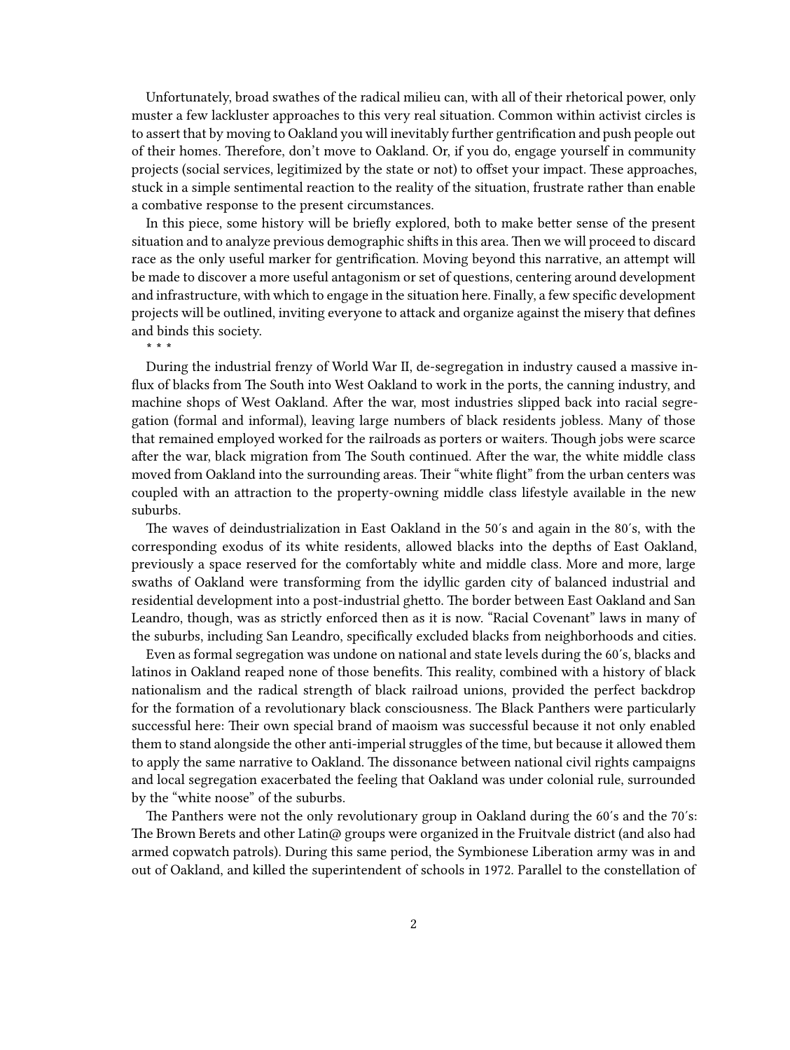Unfortunately, broad swathes of the radical milieu can, with all of their rhetorical power, only muster a few lackluster approaches to this very real situation. Common within activist circles is to assert that by moving to Oakland you will inevitably further gentrification and push people out of their homes. Therefore, don't move to Oakland. Or, if you do, engage yourself in community projects (social services, legitimized by the state or not) to offset your impact. These approaches, stuck in a simple sentimental reaction to the reality of the situation, frustrate rather than enable a combative response to the present circumstances.

In this piece, some history will be briefly explored, both to make better sense of the present situation and to analyze previous demographic shifts in this area. Then we will proceed to discard race as the only useful marker for gentrification. Moving beyond this narrative, an attempt will be made to discover a more useful antagonism or set of questions, centering around development and infrastructure, with which to engage in the situation here. Finally, a few specific development projects will be outlined, inviting everyone to attack and organize against the misery that defines and binds this society.

* * *

During the industrial frenzy of World War II, de-segregation in industry caused a massive influx of blacks from The South into West Oakland to work in the ports, the canning industry, and machine shops of West Oakland. After the war, most industries slipped back into racial segregation (formal and informal), leaving large numbers of black residents jobless. Many of those that remained employed worked for the railroads as porters or waiters. Though jobs were scarce after the war, black migration from The South continued. After the war, the white middle class moved from Oakland into the surrounding areas. Their "white flight" from the urban centers was coupled with an attraction to the property-owning middle class lifestyle available in the new suburbs.

The waves of deindustrialization in East Oakland in the 50′s and again in the 80′s, with the corresponding exodus of its white residents, allowed blacks into the depths of East Oakland, previously a space reserved for the comfortably white and middle class. More and more, large swaths of Oakland were transforming from the idyllic garden city of balanced industrial and residential development into a post-industrial ghetto. The border between East Oakland and San Leandro, though, was as strictly enforced then as it is now. "Racial Covenant" laws in many of the suburbs, including San Leandro, specifically excluded blacks from neighborhoods and cities.

Even as formal segregation was undone on national and state levels during the 60′s, blacks and latinos in Oakland reaped none of those benefits. This reality, combined with a history of black nationalism and the radical strength of black railroad unions, provided the perfect backdrop for the formation of a revolutionary black consciousness. The Black Panthers were particularly successful here: Their own special brand of maoism was successful because it not only enabled them to stand alongside the other anti-imperial struggles of the time, but because it allowed them to apply the same narrative to Oakland. The dissonance between national civil rights campaigns and local segregation exacerbated the feeling that Oakland was under colonial rule, surrounded by the "white noose" of the suburbs.

The Panthers were not the only revolutionary group in Oakland during the 60′s and the 70′s: The Brown Berets and other Latin@ groups were organized in the Fruitvale district (and also had armed copwatch patrols). During this same period, the Symbionese Liberation army was in and out of Oakland, and killed the superintendent of schools in 1972. Parallel to the constellation of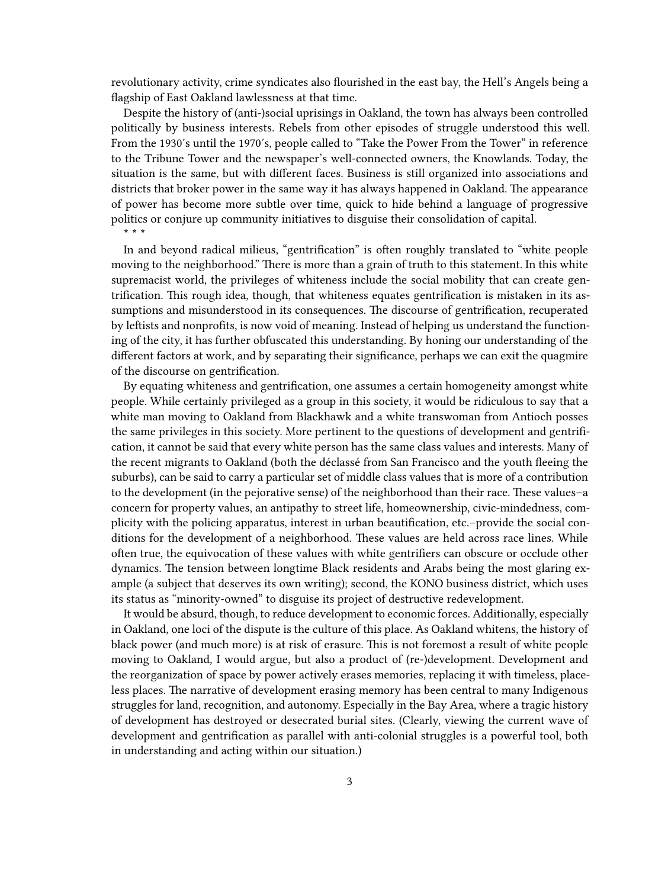revolutionary activity, crime syndicates also flourished in the east bay, the Hell's Angels being a flagship of East Oakland lawlessness at that time.

Despite the history of (anti-)social uprisings in Oakland, the town has always been controlled politically by business interests. Rebels from other episodes of struggle understood this well. From the 1930′s until the 1970′s, people called to "Take the Power From the Tower" in reference to the Tribune Tower and the newspaper's well-connected owners, the Knowlands. Today, the situation is the same, but with different faces. Business is still organized into associations and districts that broker power in the same way it has always happened in Oakland. The appearance of power has become more subtle over time, quick to hide behind a language of progressive politics or conjure up community initiatives to disguise their consolidation of capital.

\* \* \*

In and beyond radical milieus, "gentrification" is often roughly translated to "white people moving to the neighborhood." There is more than a grain of truth to this statement. In this white supremacist world, the privileges of whiteness include the social mobility that can create gentrification. This rough idea, though, that whiteness equates gentrification is mistaken in its assumptions and misunderstood in its consequences. The discourse of gentrification, recuperated by leftists and nonprofits, is now void of meaning. Instead of helping us understand the functioning of the city, it has further obfuscated this understanding. By honing our understanding of the different factors at work, and by separating their significance, perhaps we can exit the quagmire of the discourse on gentrification.

By equating whiteness and gentrification, one assumes a certain homogeneity amongst white people. While certainly privileged as a group in this society, it would be ridiculous to say that a white man moving to Oakland from Blackhawk and a white transwoman from Antioch posses the same privileges in this society. More pertinent to the questions of development and gentrification, it cannot be said that every white person has the same class values and interests. Many of the recent migrants to Oakland (both the déclassé from San Francisco and the youth fleeing the suburbs), can be said to carry a particular set of middle class values that is more of a contribution to the development (in the pejorative sense) of the neighborhood than their race. These values–a concern for property values, an antipathy to street life, homeownership, civic-mindedness, complicity with the policing apparatus, interest in urban beautification, etc.–provide the social conditions for the development of a neighborhood. These values are held across race lines. While often true, the equivocation of these values with white gentrifiers can obscure or occlude other dynamics. The tension between longtime Black residents and Arabs being the most glaring example (a subject that deserves its own writing); second, the KONO business district, which uses its status as "minority-owned" to disguise its project of destructive redevelopment.

It would be absurd, though, to reduce development to economic forces. Additionally, especially in Oakland, one loci of the dispute is the culture of this place. As Oakland whitens, the history of black power (and much more) is at risk of erasure. This is not foremost a result of white people moving to Oakland, I would argue, but also a product of (re-)development. Development and the reorganization of space by power actively erases memories, replacing it with timeless, placeless places. The narrative of development erasing memory has been central to many Indigenous struggles for land, recognition, and autonomy. Especially in the Bay Area, where a tragic history of development has destroyed or desecrated burial sites. (Clearly, viewing the current wave of development and gentrification as parallel with anti-colonial struggles is a powerful tool, both in understanding and acting within our situation.)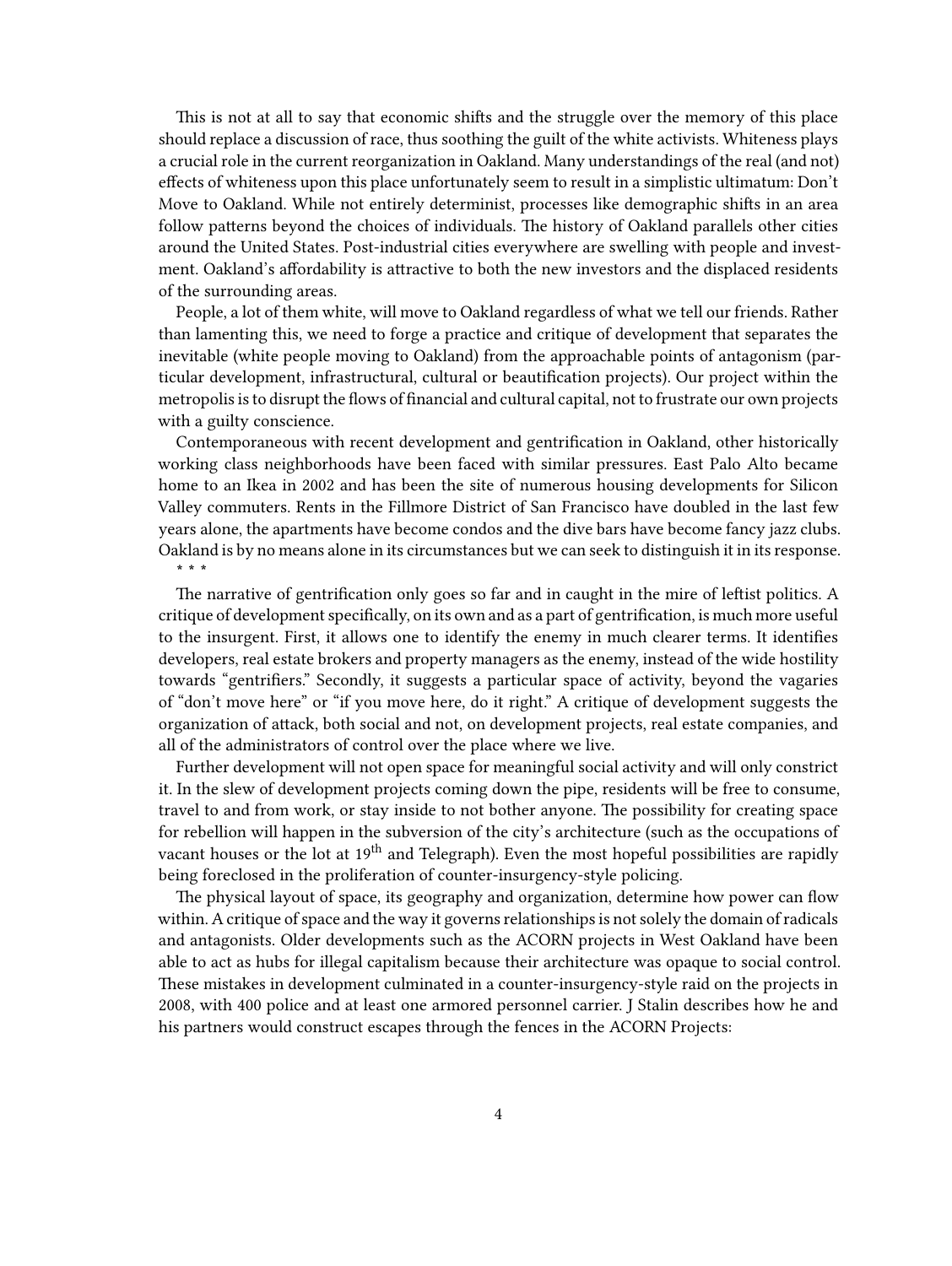This is not at all to say that economic shifts and the struggle over the memory of this place should replace a discussion of race, thus soothing the guilt of the white activists. Whiteness plays a crucial role in the current reorganization in Oakland. Many understandings of the real (and not) effects of whiteness upon this place unfortunately seem to result in a simplistic ultimatum: Don't Move to Oakland. While not entirely determinist, processes like demographic shifts in an area follow patterns beyond the choices of individuals. The history of Oakland parallels other cities around the United States. Post-industrial cities everywhere are swelling with people and investment. Oakland's affordability is attractive to both the new investors and the displaced residents of the surrounding areas.

People, a lot of them white, will move to Oakland regardless of what we tell our friends. Rather than lamenting this, we need to forge a practice and critique of development that separates the inevitable (white people moving to Oakland) from the approachable points of antagonism (particular development, infrastructural, cultural or beautification projects). Our project within the metropolis is to disrupt the flows of financial and cultural capital, not to frustrate our own projects with a guilty conscience.

Contemporaneous with recent development and gentrification in Oakland, other historically working class neighborhoods have been faced with similar pressures. East Palo Alto became home to an Ikea in 2002 and has been the site of numerous housing developments for Silicon Valley commuters. Rents in the Fillmore District of San Francisco have doubled in the last few years alone, the apartments have become condos and the dive bars have become fancy jazz clubs. Oakland is by no means alone in its circumstances but we can seek to distinguish it in its response.

* * *

The narrative of gentrification only goes so far and in caught in the mire of leftist politics. A critique of development specifically, on its own and as a part of gentrification, is much more useful to the insurgent. First, it allows one to identify the enemy in much clearer terms. It identifies developers, real estate brokers and property managers as the enemy, instead of the wide hostility towards "gentrifiers." Secondly, it suggests a particular space of activity, beyond the vagaries of "don't move here" or "if you move here, do it right." A critique of development suggests the organization of attack, both social and not, on development projects, real estate companies, and all of the administrators of control over the place where we live.

Further development will not open space for meaningful social activity and will only constrict it. In the slew of development projects coming down the pipe, residents will be free to consume, travel to and from work, or stay inside to not bother anyone. The possibility for creating space for rebellion will happen in the subversion of the city's architecture (such as the occupations of vacant houses or the lot at 19th and Telegraph). Even the most hopeful possibilities are rapidly being foreclosed in the proliferation of counter-insurgency-style policing.

The physical layout of space, its geography and organization, determine how power can flow within. A critique of space and the way it governs relationships is not solely the domain of radicals and antagonists. Older developments such as the ACORN projects in West Oakland have been able to act as hubs for illegal capitalism because their architecture was opaque to social control. These mistakes in development culminated in a counter-insurgency-style raid on the projects in 2008, with 400 police and at least one armored personnel carrier. J Stalin describes how he and his partners would construct escapes through the fences in the ACORN Projects: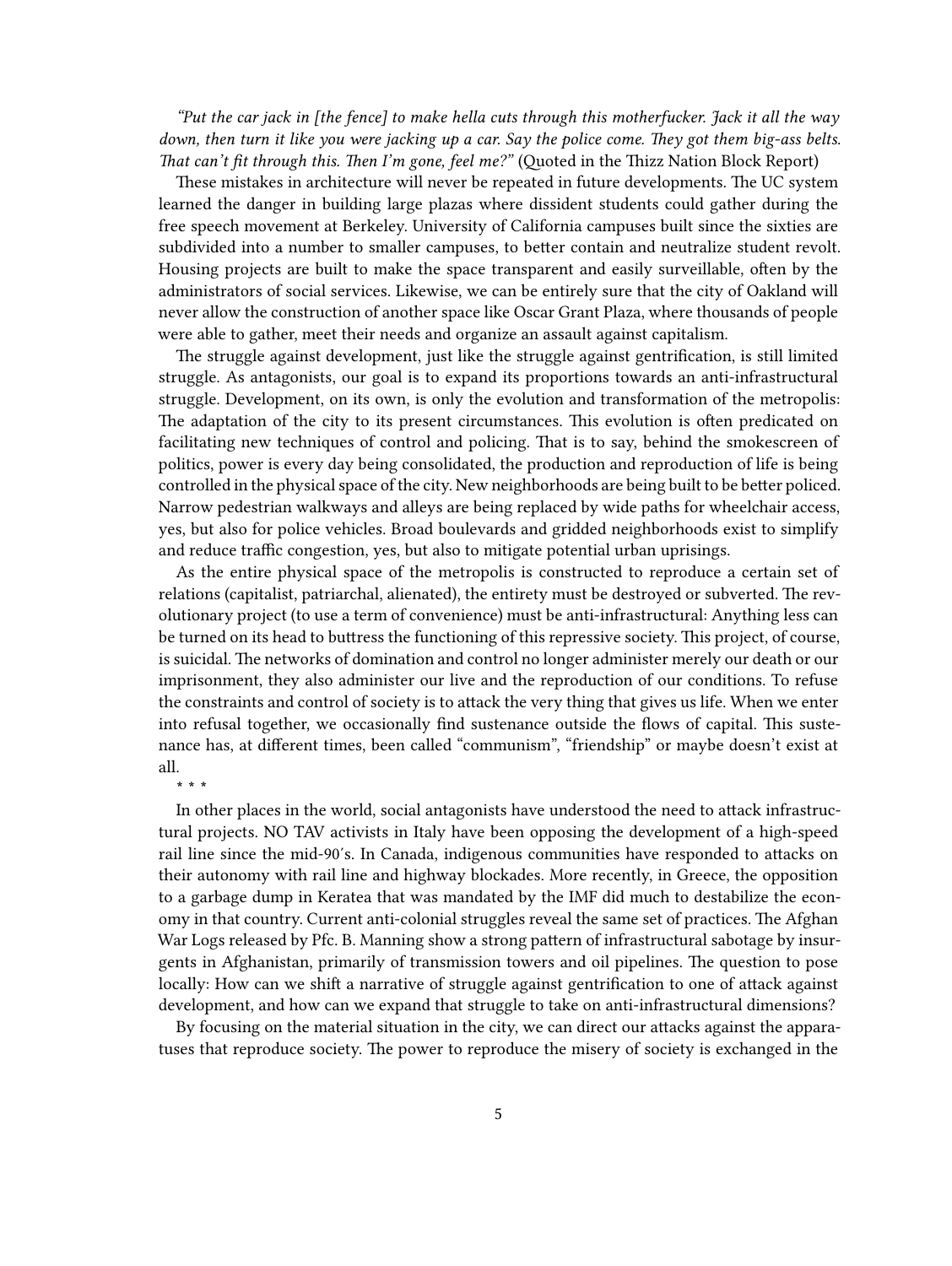*"Put the car jack in [the fence] to make hella cuts through this motherfucker. Jack it all the way down, then turn it like you were jacking up a car. Say the police come. They got them big-ass belts. That can't fit through this. Then I'm gone, feel me?"* (Quoted in the Thizz Nation Block Report)

These mistakes in architecture will never be repeated in future developments. The UC system learned the danger in building large plazas where dissident students could gather during the free speech movement at Berkeley. University of California campuses built since the sixties are subdivided into a number to smaller campuses, to better contain and neutralize student revolt. Housing projects are built to make the space transparent and easily surveillable, often by the administrators of social services. Likewise, we can be entirely sure that the city of Oakland will never allow the construction of another space like Oscar Grant Plaza, where thousands of people were able to gather, meet their needs and organize an assault against capitalism.

The struggle against development, just like the struggle against gentrification, is still limited struggle. As antagonists, our goal is to expand its proportions towards an anti-infrastructural struggle. Development, on its own, is only the evolution and transformation of the metropolis: The adaptation of the city to its present circumstances. This evolution is often predicated on facilitating new techniques of control and policing. That is to say, behind the smokescreen of politics, power is every day being consolidated, the production and reproduction of life is being controlled in the physical space of the city. New neighborhoods are being built to be better policed. Narrow pedestrian walkways and alleys are being replaced by wide paths for wheelchair access, yes, but also for police vehicles. Broad boulevards and gridded neighborhoods exist to simplify and reduce traffic congestion, yes, but also to mitigate potential urban uprisings.

As the entire physical space of the metropolis is constructed to reproduce a certain set of relations (capitalist, patriarchal, alienated), the entirety must be destroyed or subverted. The revolutionary project (to use a term of convenience) must be anti-infrastructural: Anything less can be turned on its head to buttress the functioning of this repressive society. This project, of course, is suicidal. The networks of domination and control no longer administer merely our death or our imprisonment, they also administer our live and the reproduction of our conditions. To refuse the constraints and control of society is to attack the very thing that gives us life. When we enter into refusal together, we occasionally find sustenance outside the flows of capital. This sustenance has, at different times, been called "communism", "friendship" or maybe doesn't exist at all.

* * *

In other places in the world, social antagonists have understood the need to attack infrastructural projects. NO TAV activists in Italy have been opposing the development of a high-speed rail line since the mid-90′s. In Canada, indigenous communities have responded to attacks on their autonomy with rail line and highway blockades. More recently, in Greece, the opposition to a garbage dump in Keratea that was mandated by the IMF did much to destabilize the economy in that country. Current anti-colonial struggles reveal the same set of practices. The Afghan War Logs released by Pfc. B. Manning show a strong pattern of infrastructural sabotage by insurgents in Afghanistan, primarily of transmission towers and oil pipelines. The question to pose locally: How can we shift a narrative of struggle against gentrification to one of attack against development, and how can we expand that struggle to take on anti-infrastructural dimensions?

By focusing on the material situation in the city, we can direct our attacks against the apparatuses that reproduce society. The power to reproduce the misery of society is exchanged in the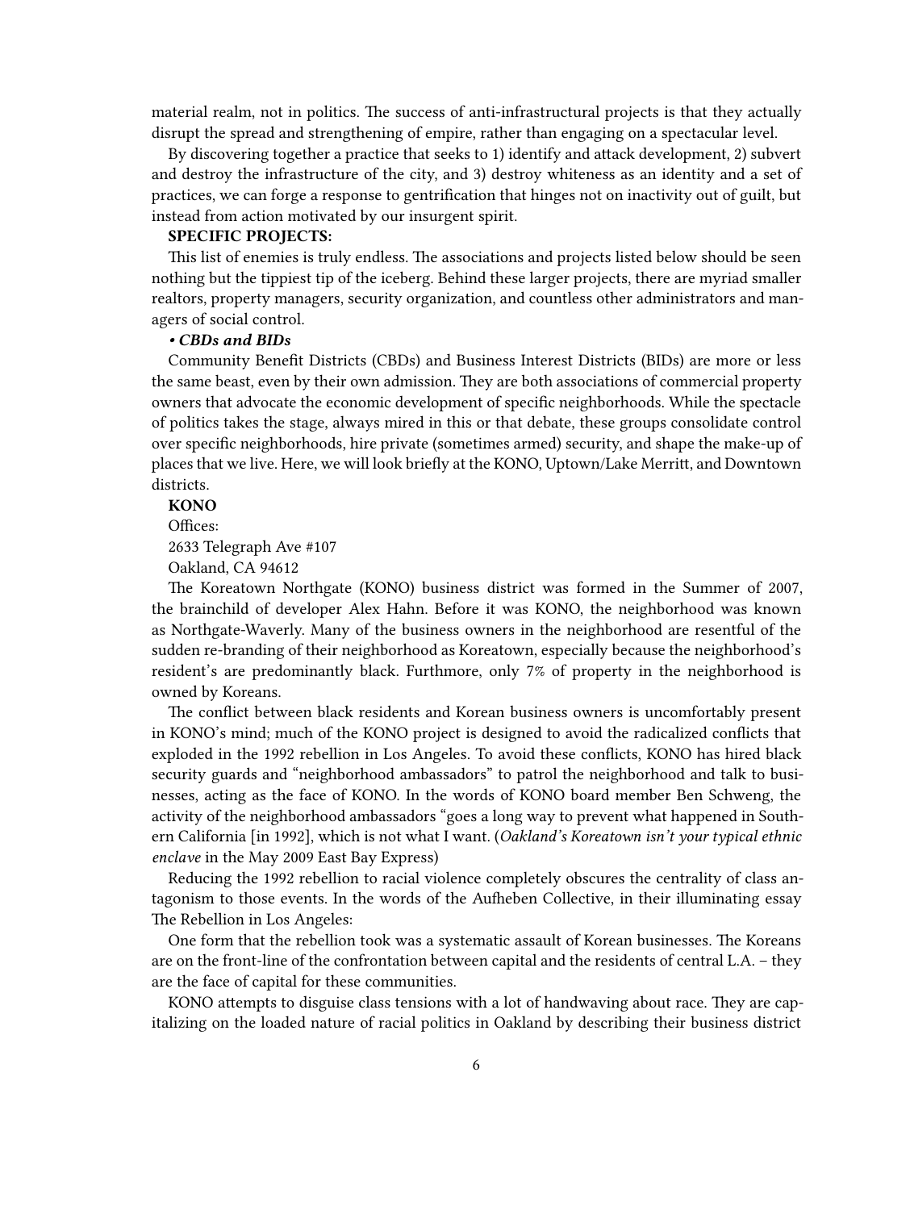material realm, not in politics. The success of anti-infrastructural projects is that they actually disrupt the spread and strengthening of empire, rather than engaging on a spectacular level.

By discovering together a practice that seeks to 1) identify and attack development, 2) subvert and destroy the infrastructure of the city, and 3) destroy whiteness as an identity and a set of practices, we can forge a response to gentrification that hinges not on inactivity out of guilt, but instead from action motivated by our insurgent spirit.

**SPECIFIC PROJECTS:**

This list of enemies is truly endless. The associations and projects listed below should be seen nothing but the tippiest tip of the iceberg. Behind these larger projects, there are myriad smaller realtors, property managers, security organization, and countless other administrators and managers of social control.

***• CBDs and BIDs***

Community Benefit Districts (CBDs) and Business Interest Districts (BIDs) are more or less the same beast, even by their own admission. They are both associations of commercial property owners that advocate the economic development of specific neighborhoods. While the spectacle of politics takes the stage, always mired in this or that debate, these groups consolidate control over specific neighborhoods, hire private (sometimes armed) security, and shape the make-up of places that we live. Here, we will look briefly at the KONO, Uptown/Lake Merritt, and Downtown districts.

**KONO**

Offices:

2633 Telegraph Ave #107

Oakland, CA 94612

The Koreatown Northgate (KONO) business district was formed in the Summer of 2007, the brainchild of developer Alex Hahn. Before it was KONO, the neighborhood was known as Northgate-Waverly. Many of the business owners in the neighborhood are resentful of the sudden re-branding of their neighborhood as Koreatown, especially because the neighborhood's resident's are predominantly black. Furthermore, only 7% of property in the neighborhood is owned by Koreans.

The conflict between black residents and Korean business owners is uncomfortably present in KONO's mind; much of the KONO project is designed to avoid the radicalized conflicts that exploded in the 1992 rebellion in Los Angeles. To avoid these conflicts, KONO has hired black security guards and "neighborhood ambassadors" to patrol the neighborhood and talk to businesses, acting as the face of KONO. In the words of KONO board member Ben Schweng, the activity of the neighborhood ambassadors "goes a long way to prevent what happened in Southern California [in 1992], which is not what I want. (*Oakland's Koreatown isn't your typical ethnic enclave* in the May 2009 East Bay Express)

Reducing the 1992 rebellion to racial violence completely obscures the centrality of class antagonism to those events. In the words of the Aufheben Collective, in their illuminating essay The Rebellion in Los Angeles:

One form that the rebellion took was a systematic assault of Korean businesses. The Koreans are on the front-line of the confrontation between capital and the residents of central L.A. – they are the face of capital for these communities.

KONO attempts to disguise class tensions with a lot of handwaving about race. They are capitalizing on the loaded nature of racial politics in Oakland by describing their business district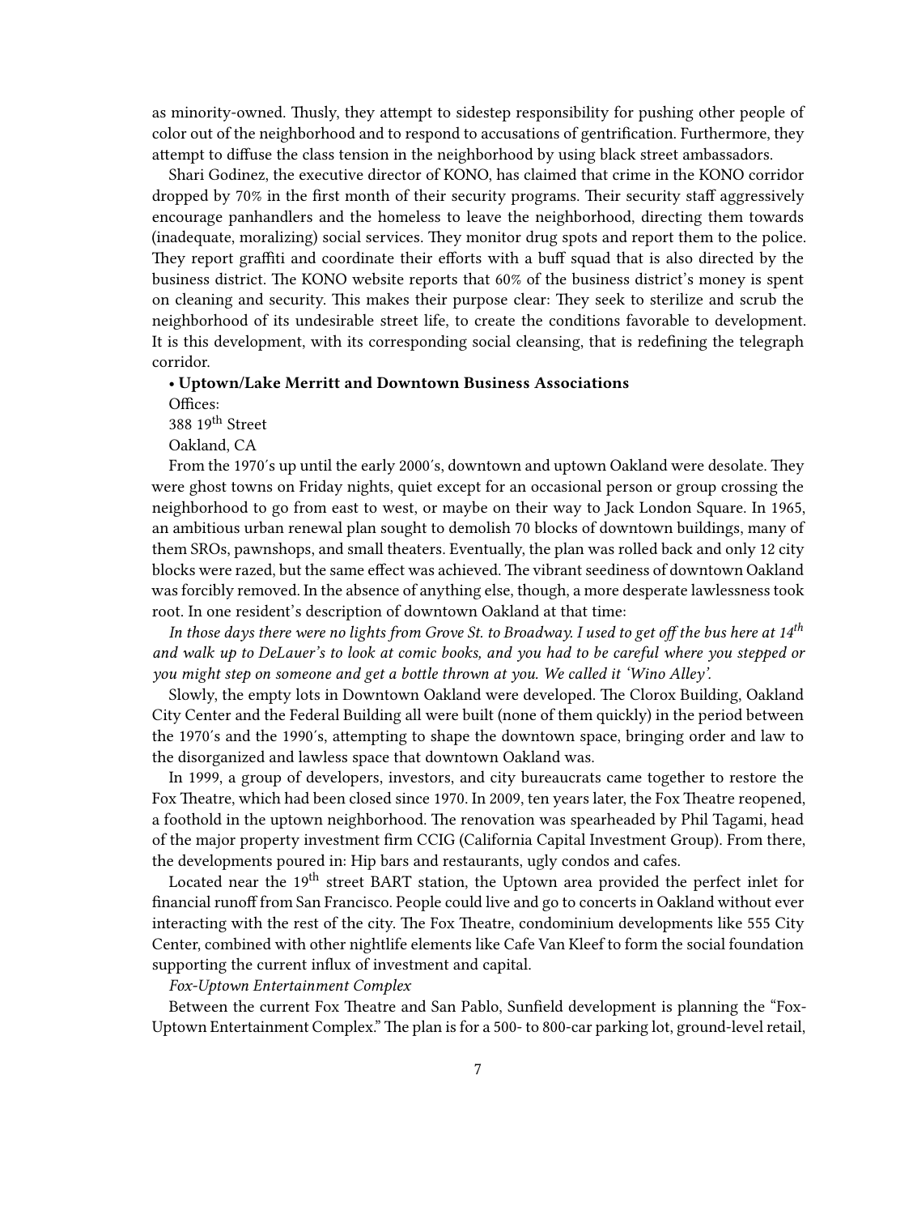as minority-owned. Thusly, they attempt to sidestep responsibility for pushing other people of color out of the neighborhood and to respond to accusations of gentrification. Furthermore, they attempt to diffuse the class tension in the neighborhood by using black street ambassadors.

Shari Godinez, the executive director of KONO, has claimed that crime in the KONO corridor dropped by 70% in the first month of their security programs. Their security staff aggressively encourage panhandlers and the homeless to leave the neighborhood, directing them towards (inadequate, moralizing) social services. They monitor drug spots and report them to the police. They report graffiti and coordinate their efforts with a buff squad that is also directed by the business district. The KONO website reports that 60% of the business district's money is spent on cleaning and security. This makes their purpose clear: They seek to sterilize and scrub the neighborhood of its undesirable street life, to create the conditions favorable to development. It is this development, with its corresponding social cleansing, that is redefining the telegraph corridor.

**• Uptown/Lake Merritt and Downtown Business Associations**

Offices:
388 19th Street
Oakland, CA

From the 1970′s up until the early 2000′s, downtown and uptown Oakland were desolate. They were ghost towns on Friday nights, quiet except for an occasional person or group crossing the neighborhood to go from east to west, or maybe on their way to Jack London Square. In 1965, an ambitious urban renewal plan sought to demolish 70 blocks of downtown buildings, many of them SROs, pawnshops, and small theaters. Eventually, the plan was rolled back and only 12 city blocks were razed, but the same effect was achieved. The vibrant seediness of downtown Oakland was forcibly removed. In the absence of anything else, though, a more desperate lawlessness took root. In one resident's description of downtown Oakland at that time:

*In those days there were no lights from Grove St. to Broadway. I used to get off the bus here at 14th and walk up to DeLauer's to look at comic books, and you had to be careful where you stepped or you might step on someone and get a bottle thrown at you. We called it 'Wino Alley'.*

Slowly, the empty lots in Downtown Oakland were developed. The Clorox Building, Oakland City Center and the Federal Building all were built (none of them quickly) in the period between the 1970′s and the 1990′s, attempting to shape the downtown space, bringing order and law to the disorganized and lawless space that downtown Oakland was.

In 1999, a group of developers, investors, and city bureaucrats came together to restore the Fox Theatre, which had been closed since 1970. In 2009, ten years later, the Fox Theatre reopened, a foothold in the uptown neighborhood. The renovation was spearheaded by Phil Tagami, head of the major property investment firm CCIG (California Capital Investment Group). From there, the developments poured in: Hip bars and restaurants, ugly condos and cafes.

Located near the 19th street BART station, the Uptown area provided the perfect inlet for financial runoff from San Francisco. People could live and go to concerts in Oakland without ever interacting with the rest of the city. The Fox Theatre, condominium developments like 555 City Center, combined with other nightlife elements like Cafe Van Kleef to form the social foundation supporting the current influx of investment and capital.

*Fox-Uptown Entertainment Complex*

Between the current Fox Theatre and San Pablo, Sunfield development is planning the "Fox-Uptown Entertainment Complex." The plan is for a 500- to 800-car parking lot, ground-level retail,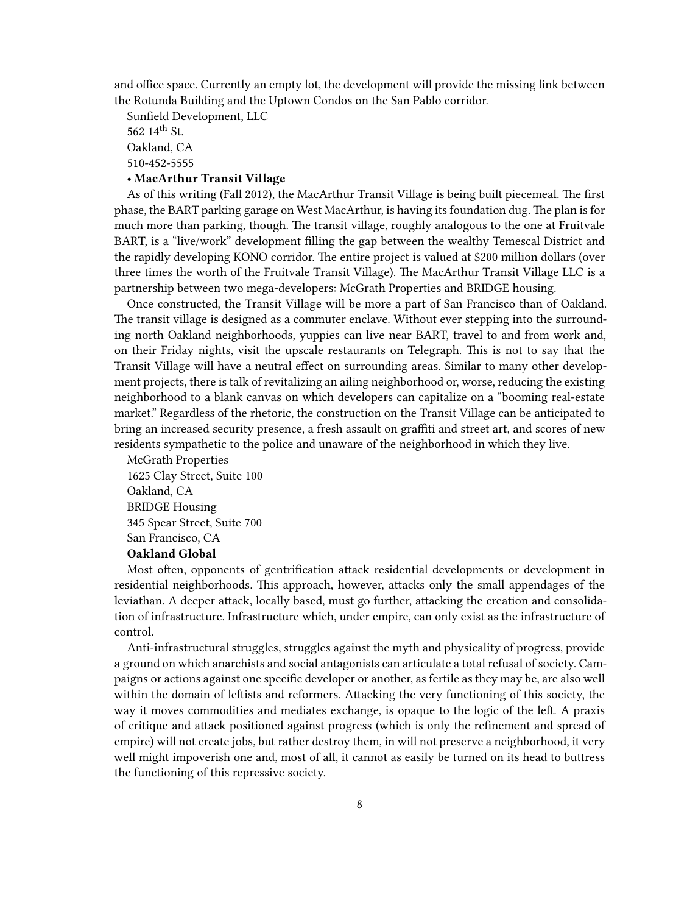and office space. Currently an empty lot, the development will provide the missing link between the Rotunda Building and the Uptown Condos on the San Pablo corridor.

Sunfield Development, LLC
562 14th St.
Oakland, CA
510-452-5555

**• MacArthur Transit Village**

As of this writing (Fall 2012), the MacArthur Transit Village is being built piecemeal. The first phase, the BART parking garage on West MacArthur, is having its foundation dug. The plan is for much more than parking, though. The transit village, roughly analogous to the one at Fruitvale BART, is a "live/work" development filling the gap between the wealthy Temescal District and the rapidly developing KONO corridor. The entire project is valued at $200 million dollars (over three times the worth of the Fruitvale Transit Village). The MacArthur Transit Village LLC is a partnership between two mega-developers: McGrath Properties and BRIDGE housing.

Once constructed, the Transit Village will be more a part of San Francisco than of Oakland. The transit village is designed as a commuter enclave. Without ever stepping into the surrounding north Oakland neighborhoods, yuppies can live near BART, travel to and from work and, on their Friday nights, visit the upscale restaurants on Telegraph. This is not to say that the Transit Village will have a neutral effect on surrounding areas. Similar to many other development projects, there is talk of revitalizing an ailing neighborhood or, worse, reducing the existing neighborhood to a blank canvas on which developers can capitalize on a "booming real-estate market." Regardless of the rhetoric, the construction on the Transit Village can be anticipated to bring an increased security presence, a fresh assault on graffiti and street art, and scores of new residents sympathetic to the police and unaware of the neighborhood in which they live.

McGrath Properties
1625 Clay Street, Suite 100
Oakland, CA
BRIDGE Housing
345 Spear Street, Suite 700
San Francisco, CA

**Oakland Global**

Most often, opponents of gentrification attack residential developments or development in residential neighborhoods. This approach, however, attacks only the small appendages of the leviathan. A deeper attack, locally based, must go further, attacking the creation and consolidation of infrastructure. Infrastructure which, under empire, can only exist as the infrastructure of control.

Anti-infrastructural struggles, struggles against the myth and physicality of progress, provide a ground on which anarchists and social antagonists can articulate a total refusal of society. Campaigns or actions against one specific developer or another, as fertile as they may be, are also well within the domain of leftists and reformers. Attacking the very functioning of this society, the way it moves commodities and mediates exchange, is opaque to the logic of the left. A praxis of critique and attack positioned against progress (which is only the refinement and spread of empire) will not create jobs, but rather destroy them, in will not preserve a neighborhood, it very well might impoverish one and, most of all, it cannot as easily be turned on its head to buttress the functioning of this repressive society.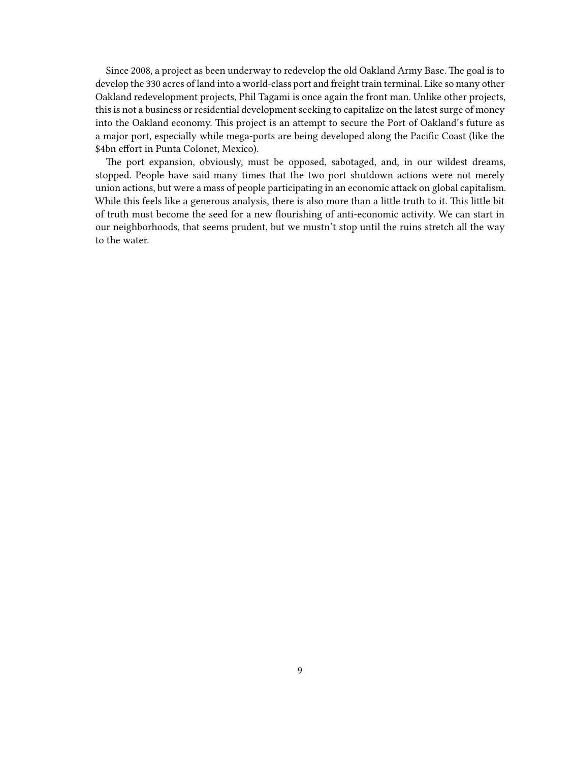Since 2008, a project as been underway to redevelop the old Oakland Army Base. The goal is to develop the 330 acres of land into a world-class port and freight train terminal. Like so many other Oakland redevelopment projects, Phil Tagami is once again the front man. Unlike other projects, this is not a business or residential development seeking to capitalize on the latest surge of money into the Oakland economy. This project is an attempt to secure the Port of Oakland's future as a major port, especially while mega-ports are being developed along the Pacific Coast (like the $4bn effort in Punta Colonet, Mexico).

The port expansion, obviously, must be opposed, sabotaged, and, in our wildest dreams, stopped. People have said many times that the two port shutdown actions were not merely union actions, but were a mass of people participating in an economic attack on global capitalism. While this feels like a generous analysis, there is also more than a little truth to it. This little bit of truth must become the seed for a new flourishing of anti-economic activity. We can start in our neighborhoods, that seems prudent, but we mustn't stop until the ruins stretch all the way to the water.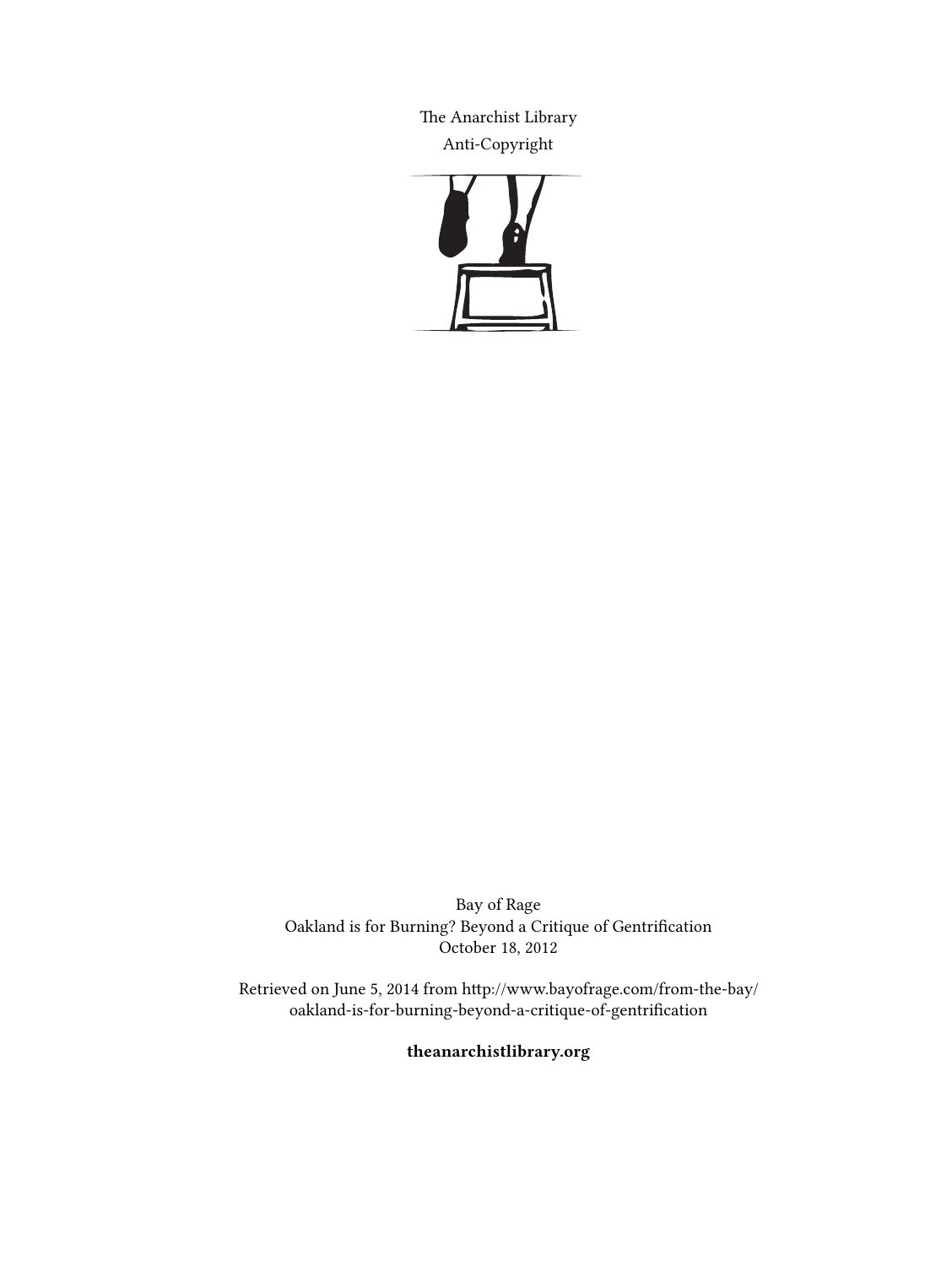The Anarchist Library
Anti-Copyright

Bay of Rage
Oakland is for Burning? Beyond a Critique of Gentrification
October 18, 2012

Retrieved on June 5, 2014 from http://www.bayofrage.com/from-the-bay/oakland-is-for-burning-beyond-a-critique-of-gentrification

**theanarchistlibrary.org**